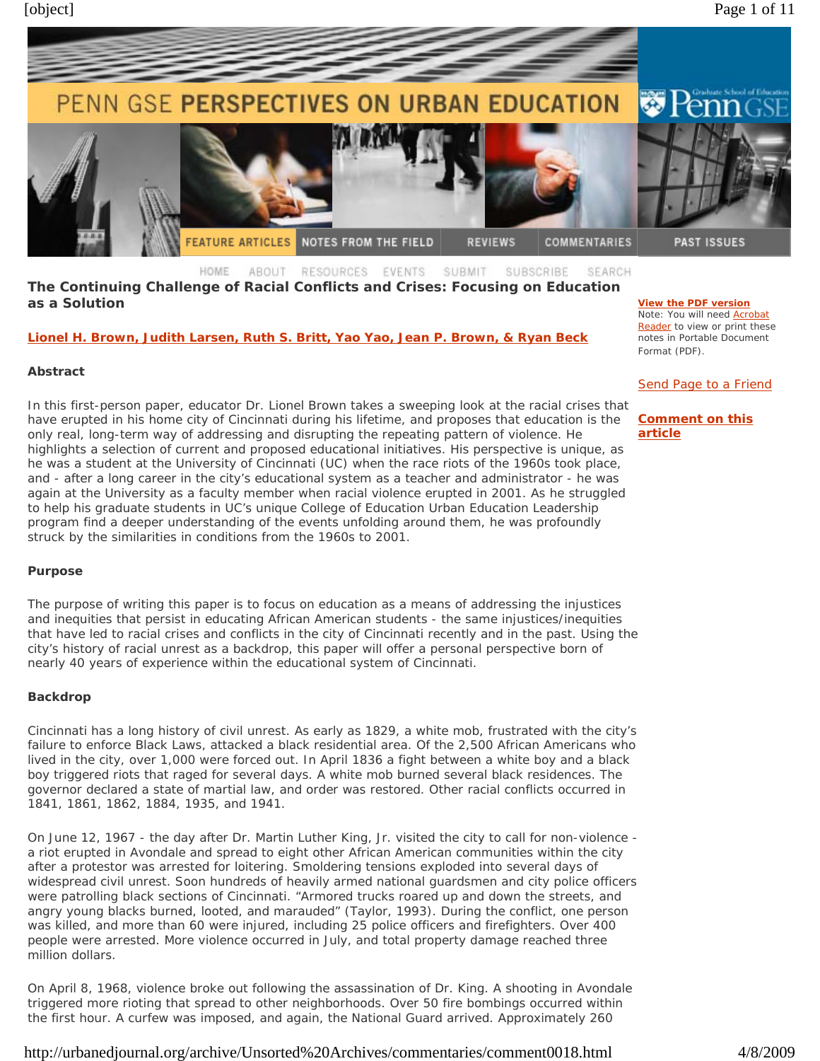# The Continuing Challenge of Racial Conflicts and Crises: Focusing on Education as a Solution

**Lionel H. Brown, Judith Larsen, Ruth S. Britt, Yao Yao, Jean P. Brown, & Ryan Beck**

### Abstract

In this first-person paper, educator Dr. Lionel Brown takes a sweeping look at the racial crises that have erupted in his home city of Cincinnati during his lifetime, and proposes that education is the only real, long-term way of addressing and disrupting the repeating pattern of violence. He highlights a selection of current and proposed educational initiatives. His perspective is unique, as he was a student at the University of Cincinnati (UC) when the race riots of the 1960s took place, and - after a long career in the city's educational system as a teacher and administrator - he was again at the University as a faculty member when racial violence erupted in 2001. As he struggled to help his graduate students in UC's unique College of Education Urban Education Leadership program find a deeper understanding of the events unfolding around them, he was profoundly struck by the similarities in conditions from the 1960s to 2001.

### Purpose

The purpose of writing this paper is to focus on education as a means of addressing the injustices and inequities that persist in educating African American students - the same injustices/inequities that have led to racial crises and conflicts in the city of Cincinnati recently and in the past. Using the city's history of racial unrest as a backdrop, this paper will offer a personal perspective born of nearly 40 years of experience within the educational system of Cincinnati.

### Backdrop

Cincinnati has a long history of civil unrest. As early as 1829, a white mob, frustrated with the city's failure to enforce Black Laws, attacked a black residential area. Of the 2,500 African Americans who lived in the city, over 1,000 were forced out. In April 1836 a fight between a white boy and a black boy triggered riots that raged for several days. A white mob burned several black residences. The governor declared a state of martial law, and order was restored. Other racial conflicts occurred in 1841, 1861, 1862, 1884, 1935, and 1941.

On June 12, 1967 - the day after Dr. Martin Luther King, Jr. visited the city to call for non-violence - a riot erupted in Avondale and spread to eight other African American communities within the city after a protestor was arrested for loitering. Smoldering tensions exploded into several days of widespread civil unrest. Soon hundreds of heavily armed national guardsmen and city police officers were patrolling black sections of Cincinnati. "Armored trucks roared up and down the streets, and angry young blacks burned, looted, and marauded" (Taylor, 1993). During the conflict, one person was killed, and more than 60 were injured, including 25 police officers and firefighters. Over 400 people were arrested. More violence occurred in July, and total property damage reached three million dollars.

On April 8, 1968, violence broke out following the assassination of Dr. King. A shooting in Avondale triggered more rioting that spread to other neighborhoods. Over 50 fire bombings occurred within the first hour. A curfew was imposed, and again, the National Guard arrived. Approximately 260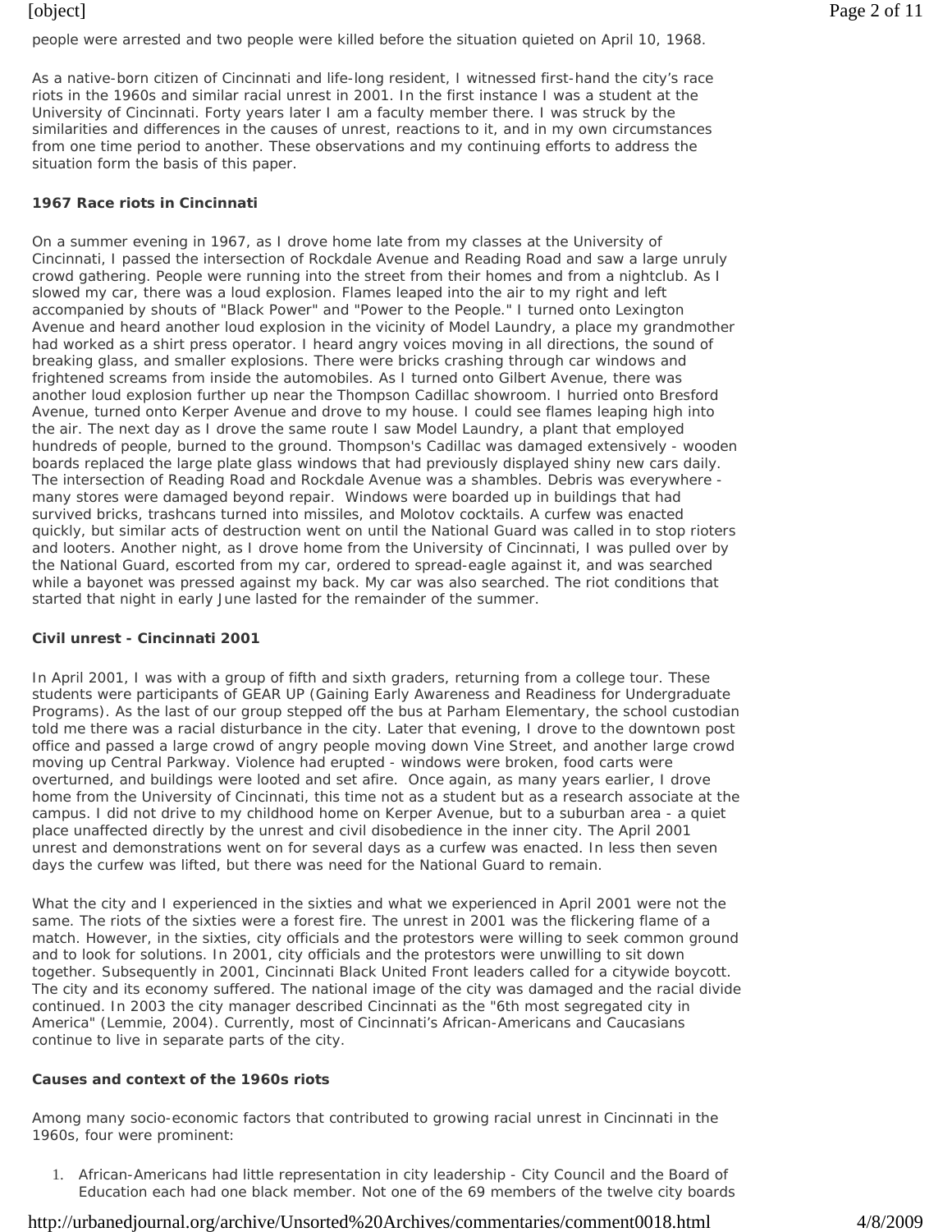people were arrested and two people were killed before the situation quieted on April 10, 1968.

As a native-born citizen of Cincinnati and life-long resident, I witnessed first-hand the city's race riots in the 1960s and similar racial unrest in 2001. In the first instance I was a student at the University of Cincinnati. Forty years later I am a faculty member there. I was struck by the similarities and differences in the causes of unrest, reactions to it, and in my own circumstances from one time period to another. These observations and my continuing efforts to address the situation form the basis of this paper.

**1967 Race riots in Cincinnati**

On a summer evening in 1967, as I drove home late from my classes at the University of Cincinnati, I passed the intersection of Rockdale Avenue and Reading Road and saw a large unruly crowd gathering. People were running into the street from their homes and from a nightclub. As I slowed my car, there was a loud explosion. Flames leaped into the air to my right and left accompanied by shouts of "Black Power" and "Power to the People." I turned onto Lexington Avenue and heard another loud explosion in the vicinity of Model Laundry, a place my grandmother had worked as a shirt press operator. I heard angry voices moving in all directions, the sound of breaking glass, and smaller explosions. There were bricks crashing through car windows and frightened screams from inside the automobiles. As I turned onto Gilbert Avenue, there was another loud explosion further up near the Thompson Cadillac showroom. I hurried onto Bresford Avenue, turned onto Kerper Avenue and drove to my house. I could see flames leaping high into the air. The next day as I drove the same route I saw Model Laundry, a plant that employed hundreds of people, burned to the ground. Thompson's Cadillac was damaged extensively - wooden boards replaced the large plate glass windows that had previously displayed shiny new cars daily. The intersection of Reading Road and Rockdale Avenue was a shambles. Debris was everywhere - many stores were damaged beyond repair. Windows were boarded up in buildings that had survived bricks, trashcans turned into missiles, and Molotov cocktails. A curfew was enacted quickly, but similar acts of destruction went on until the National Guard was called in to stop rioters and looters. Another night, as I drove home from the University of Cincinnati, I was pulled over by the National Guard, escorted from my car, ordered to spread-eagle against it, and was searched while a bayonet was pressed against my back. My car was also searched. The riot conditions that started that night in early June lasted for the remainder of the summer.

**Civil unrest - Cincinnati 2001**

In April 2001, I was with a group of fifth and sixth graders, returning from a college tour. These students were participants of GEAR UP (Gaining Early Awareness and Readiness for Undergraduate Programs). As the last of our group stepped off the bus at Parham Elementary, the school custodian told me there was a racial disturbance in the city. Later that evening, I drove to the downtown post office and passed a large crowd of angry people moving down Vine Street, and another large crowd moving up Central Parkway. Violence had erupted - windows were broken, food carts were overturned, and buildings were looted and set afire. Once again, as many years earlier, I drove home from the University of Cincinnati, this time not as a student but as a research associate at the campus. I did not drive to my childhood home on Kerper Avenue, but to a suburban area - a quiet place unaffected directly by the unrest and civil disobedience in the inner city. The April 2001 unrest and demonstrations went on for several days as a curfew was enacted. In less then seven days the curfew was lifted, but there was need for the National Guard to remain.

What the city and I experienced in the sixties and what we experienced in April 2001 were not the same. The riots of the sixties were a forest fire. The unrest in 2001 was the flickering flame of a match. However, in the sixties, city officials and the protestors were willing to seek common ground and to look for solutions. In 2001, city officials and the protestors were unwilling to sit down together. Subsequently in 2001, Cincinnati Black United Front leaders called for a citywide boycott. The city and its economy suffered. The national image of the city was damaged and the racial divide continued. In 2003 the city manager described Cincinnati as the "6th most segregated city in America" (Lemmie, 2004). Currently, most of Cincinnati's African-Americans and Caucasians continue to live in separate parts of the city.

**Causes and context of the 1960s riots**

Among many socio-economic factors that contributed to growing racial unrest in Cincinnati in the 1960s, four were prominent:

1. African-Americans had little representation in city leadership - City Council and the Board of Education each had one black member. Not one of the 69 members of the twelve city boards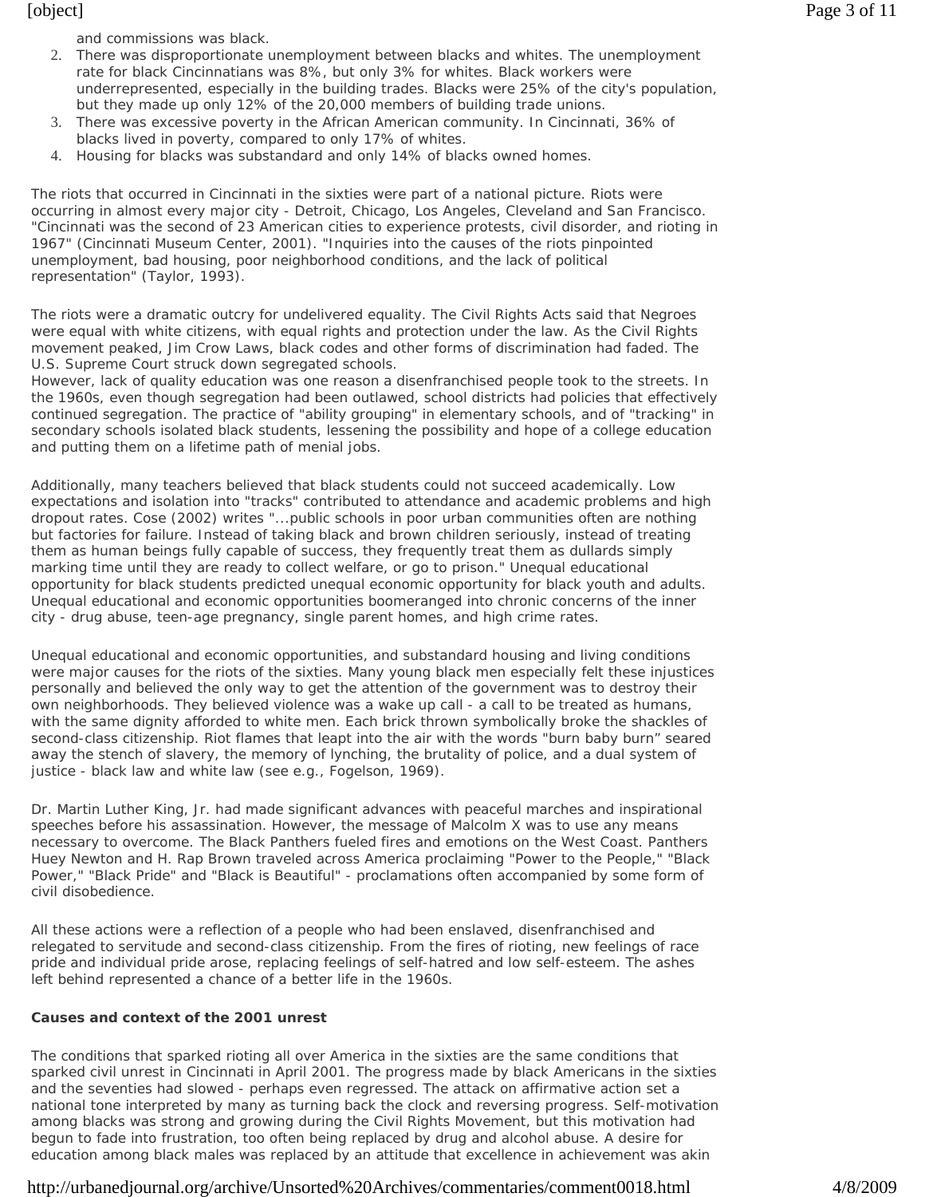and commissions was black.

2. There was disproportionate unemployment between blacks and whites. The unemployment rate for black Cincinnatians was 8%, but only 3% for whites. Black workers were underrepresented, especially in the building trades. Blacks were 25% of the city's population, but they made up only 12% of the 20,000 members of building trade unions.
3. There was excessive poverty in the African American community. In Cincinnati, 36% of blacks lived in poverty, compared to only 17% of whites.
4. Housing for blacks was substandard and only 14% of blacks owned homes.

The riots that occurred in Cincinnati in the sixties were part of a national picture. Riots were occurring in almost every major city - Detroit, Chicago, Los Angeles, Cleveland and San Francisco. "Cincinnati was the second of 23 American cities to experience protests, civil disorder, and rioting in 1967" (Cincinnati Museum Center, 2001). "Inquiries into the causes of the riots pinpointed unemployment, bad housing, poor neighborhood conditions, and the lack of political representation" (Taylor, 1993).

The riots were a dramatic outcry for undelivered equality. The Civil Rights Acts said that Negroes were equal with white citizens, with equal rights and protection under the law. As the Civil Rights movement peaked, Jim Crow Laws, black codes and other forms of discrimination had faded. The U.S. Supreme Court struck down segregated schools.
However, lack of quality education was one reason a disenfranchised people took to the streets. In the 1960s, even though segregation had been outlawed, school districts had policies that effectively continued segregation. The practice of "ability grouping" in elementary schools, and of "tracking" in secondary schools isolated black students, lessening the possibility and hope of a college education and putting them on a lifetime path of menial jobs.

Additionally, many teachers believed that black students could not succeed academically. Low expectations and isolation into "tracks" contributed to attendance and academic problems and high dropout rates. Cose (2002) writes "...public schools in poor urban communities often are nothing but factories for failure. Instead of taking black and brown children seriously, instead of treating them as human beings fully capable of success, they frequently treat them as dullards simply marking time until they are ready to collect welfare, or go to prison." Unequal educational opportunity for black students predicted unequal economic opportunity for black youth and adults. Unequal educational and economic opportunities boomeranged into chronic concerns of the inner city - drug abuse, teen-age pregnancy, single parent homes, and high crime rates.

Unequal educational and economic opportunities, and substandard housing and living conditions were major causes for the riots of the sixties. Many young black men especially felt these injustices personally and believed the only way to get the attention of the government was to destroy their own neighborhoods. They believed violence was a wake up call - a call to be treated as humans, with the same dignity afforded to white men. Each brick thrown symbolically broke the shackles of second-class citizenship. Riot flames that leapt into the air with the words "burn baby burn" seared away the stench of slavery, the memory of lynching, the brutality of police, and a dual system of justice - black law and white law (see e.g., Fogelson, 1969).

Dr. Martin Luther King, Jr. had made significant advances with peaceful marches and inspirational speeches before his assassination. However, the message of Malcolm X was to use any means necessary to overcome. The Black Panthers fueled fires and emotions on the West Coast. Panthers Huey Newton and H. Rap Brown traveled across America proclaiming "Power to the People," "Black Power," "Black Pride" and "Black is Beautiful" - proclamations often accompanied by some form of civil disobedience.

All these actions were a reflection of a people who had been enslaved, disenfranchised and relegated to servitude and second-class citizenship. From the fires of rioting, new feelings of race pride and individual pride arose, replacing feelings of self-hatred and low self-esteem. The ashes left behind represented a chance of a better life in the 1960s.

**Causes and context of the 2001 unrest**

The conditions that sparked rioting all over America in the sixties are the same conditions that sparked civil unrest in Cincinnati in April 2001. The progress made by black Americans in the sixties and the seventies had slowed - perhaps even regressed. The attack on affirmative action set a national tone interpreted by many as turning back the clock and reversing progress. Self-motivation among blacks was strong and growing during the Civil Rights Movement, but this motivation had begun to fade into frustration, too often being replaced by drug and alcohol abuse. A desire for education among black males was replaced by an attitude that excellence in achievement was akin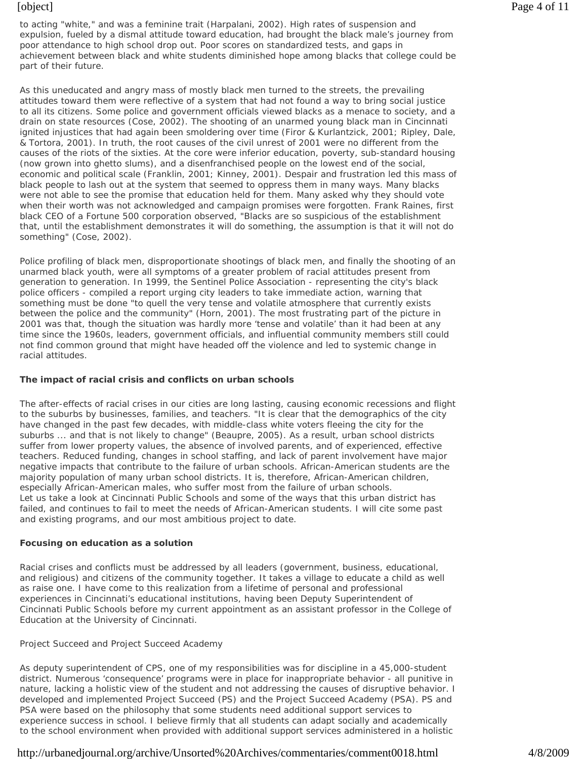to acting "white," and was a feminine trait (Harpalani, 2002). High rates of suspension and expulsion, fueled by a dismal attitude toward education, had brought the black male's journey from poor attendance to high school drop out. Poor scores on standardized tests, and gaps in achievement between black and white students diminished hope among blacks that college could be part of their future.

As this uneducated and angry mass of mostly black men turned to the streets, the prevailing attitudes toward them were reflective of a system that had not found a way to bring social justice to all its citizens. Some police and government officials viewed blacks as a menace to society, and a drain on state resources (Cose, 2002). The shooting of an unarmed young black man in Cincinnati ignited injustices that had again been smoldering over time (Firor & Kurlantzick, 2001; Ripley, Dale, & Tortora, 2001). In truth, the root causes of the civil unrest of 2001 were no different from the causes of the riots of the sixties. At the core were inferior education, poverty, sub-standard housing (now grown into ghetto slums), and a disenfranchised people on the lowest end of the social, economic and political scale (Franklin, 2001; Kinney, 2001). Despair and frustration led this mass of black people to lash out at the system that seemed to oppress them in many ways. Many blacks were not able to see the promise that education held for them. Many asked why they should vote when their worth was not acknowledged and campaign promises were forgotten. Frank Raines, first black CEO of a Fortune 500 corporation observed, "Blacks are so suspicious of the establishment that, until the establishment demonstrates it will do something, the assumption is that it will not do something" (Cose, 2002).

Police profiling of black men, disproportionate shootings of black men, and finally the shooting of an unarmed black youth, were all symptoms of a greater problem of racial attitudes present from generation to generation. In 1999, the Sentinel Police Association - representing the city's black police officers - compiled a report urging city leaders to take immediate action, warning that something must be done "to quell the very tense and volatile atmosphere that currently exists between the police and the community" (Horn, 2001). The most frustrating part of the picture in 2001 was that, though the situation was hardly more 'tense and volatile' than it had been at any time since the 1960s, leaders, government officials, and influential community members still could not find common ground that might have headed off the violence and led to systemic change in racial attitudes.

**The impact of racial crisis and conflicts on urban schools**

The after-effects of racial crises in our cities are long lasting, causing economic recessions and flight to the suburbs by businesses, families, and teachers. "It is clear that the demographics of the city have changed in the past few decades, with middle-class white voters fleeing the city for the suburbs ... and that is not likely to change" (Beaupre, 2005). As a result, urban school districts suffer from lower property values, the absence of involved parents, and of experienced, effective teachers. Reduced funding, changes in school staffing, and lack of parent involvement have major negative impacts that contribute to the failure of urban schools. African-American students are the majority population of many urban school districts. It is, therefore, African-American children, especially African-American males, who suffer most from the failure of urban schools.
Let us take a look at Cincinnati Public Schools and some of the ways that this urban district has failed, and continues to fail to meet the needs of African-American students. I will cite some past and existing programs, and our most ambitious project to date.

**Focusing on education as a solution**

Racial crises and conflicts must be addressed by all leaders (government, business, educational, and religious) and citizens of the community together. It takes a village to educate a child as well as raise one. I have come to this realization from a lifetime of personal and professional experiences in Cincinnati's educational institutions, having been Deputy Superintendent of Cincinnati Public Schools before my current appointment as an assistant professor in the College of Education at the University of Cincinnati.

*Project Succeed and Project Succeed Academy*

As deputy superintendent of CPS, one of my responsibilities was for discipline in a 45,000-student district. Numerous 'consequence' programs were in place for inappropriate behavior - all punitive in nature, lacking a holistic view of the student and not addressing the causes of disruptive behavior. I developed and implemented Project Succeed (PS) and the Project Succeed Academy (PSA). PS and PSA were based on the philosophy that some students need additional support services to experience success in school. I believe firmly that all students can adapt socially and academically to the school environment when provided with additional support services administered in a holistic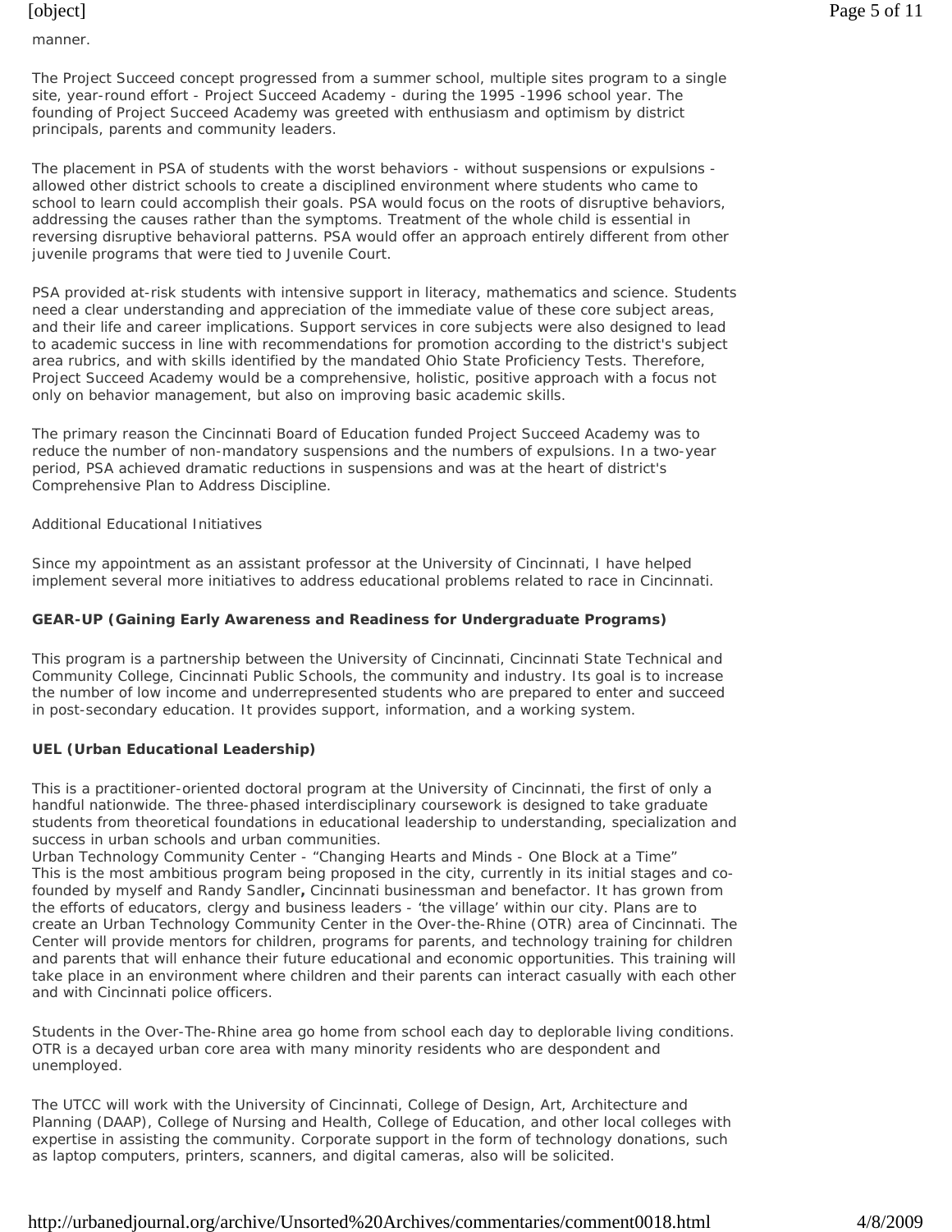manner.

The Project Succeed concept progressed from a summer school, multiple sites program to a single site, year-round effort - Project Succeed Academy - during the 1995 -1996 school year. The founding of Project Succeed Academy was greeted with enthusiasm and optimism by district principals, parents and community leaders.

The placement in PSA of students with the worst behaviors - without suspensions or expulsions - allowed other district schools to create a disciplined environment where students who came to school to learn could accomplish their goals. PSA would focus on the roots of disruptive behaviors, addressing the causes rather than the symptoms. Treatment of the whole child is essential in reversing disruptive behavioral patterns. PSA would offer an approach entirely different from other juvenile programs that were tied to Juvenile Court.

PSA provided at-risk students with intensive support in literacy, mathematics and science. Students need a clear understanding and appreciation of the immediate value of these core subject areas, and their life and career implications. Support services in core subjects were also designed to lead to academic success in line with recommendations for promotion according to the district's subject area rubrics, and with skills identified by the mandated Ohio State Proficiency Tests. Therefore, Project Succeed Academy would be a comprehensive, holistic, positive approach with a focus not only on behavior management, but also on improving basic academic skills.

The primary reason the Cincinnati Board of Education funded Project Succeed Academy was to reduce the number of non-mandatory suspensions and the numbers of expulsions. In a two-year period, PSA achieved dramatic reductions in suspensions and was at the heart of district's Comprehensive Plan to Address Discipline.

Additional Educational Initiatives

Since my appointment as an assistant professor at the University of Cincinnati, I have helped implement several more initiatives to address educational problems related to race in Cincinnati.

**GEAR-UP (Gaining Early Awareness and Readiness for Undergraduate Programs)**

This program is a partnership between the University of Cincinnati, Cincinnati State Technical and Community College, Cincinnati Public Schools, the community and industry. Its goal is to increase the number of low income and underrepresented students who are prepared to enter and succeed in post-secondary education. It provides support, information, and a working system.

**UEL (Urban Educational Leadership)**

This is a practitioner-oriented doctoral program at the University of Cincinnati, the first of only a handful nationwide. The three-phased interdisciplinary coursework is designed to take graduate students from theoretical foundations in educational leadership to understanding, specialization and success in urban schools and urban communities.

Urban Technology Community Center - "Changing Hearts and Minds - One Block at a Time"

This is the most ambitious program being proposed in the city, currently in its initial stages and co-founded by myself and Randy Sandler**,** Cincinnati businessman and benefactor. It has grown from the efforts of educators, clergy and business leaders - 'the village' within our city. Plans are to create an Urban Technology Community Center in the Over-the-Rhine (OTR) area of Cincinnati. The Center will provide mentors for children, programs for parents, and technology training for children and parents that will enhance their future educational and economic opportunities. This training will take place in an environment where children and their parents can interact casually with each other and with Cincinnati police officers.

Students in the Over-The-Rhine area go home from school each day to deplorable living conditions. OTR is a decayed urban core area with many minority residents who are despondent and unemployed.

The UTCC will work with the University of Cincinnati, College of Design, Art, Architecture and Planning (DAAP), College of Nursing and Health, College of Education, and other local colleges with expertise in assisting the community. Corporate support in the form of technology donations, such as laptop computers, printers, scanners, and digital cameras, also will be solicited.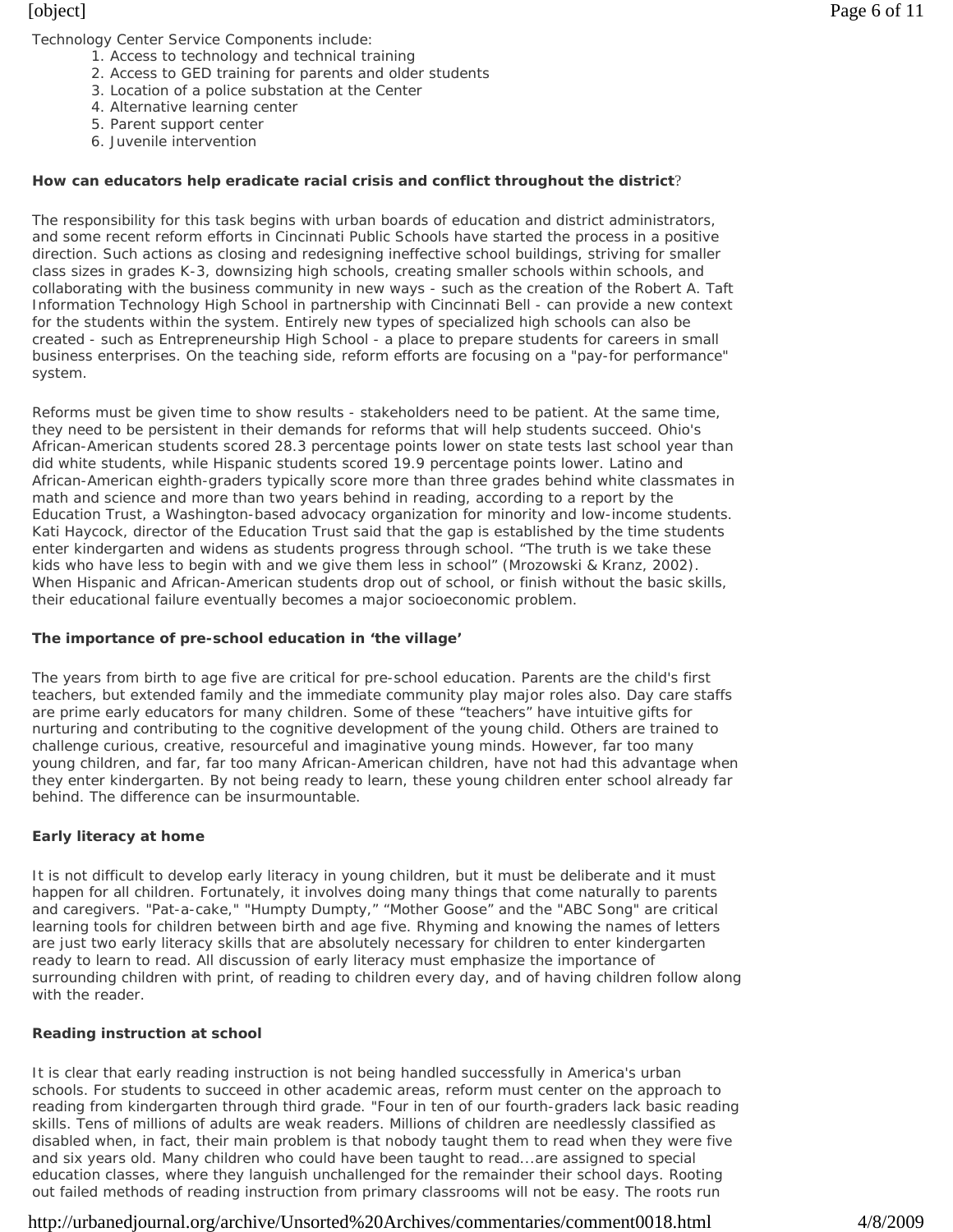Technology Center Service Components include:

1. Access to technology and technical training
2. Access to GED training for parents and older students
3. Location of a police substation at the Center
4. Alternative learning center
5. Parent support center
6. Juvenile intervention

**How can educators help eradicate racial crisis and conflict throughout the district**?

The responsibility for this task begins with urban boards of education and district administrators, and some recent reform efforts in Cincinnati Public Schools have started the process in a positive direction. Such actions as closing and redesigning ineffective school buildings, striving for smaller class sizes in grades K-3, downsizing high schools, creating smaller schools within schools, and collaborating with the business community in new ways - such as the creation of the Robert A. Taft Information Technology High School in partnership with Cincinnati Bell - can provide a new context for the students within the system. Entirely new types of specialized high schools can also be created - such as Entrepreneurship High School - a place to prepare students for careers in small business enterprises. On the teaching side, reform efforts are focusing on a "pay-for performance" system.

Reforms must be given time to show results - stakeholders need to be patient. At the same time, they need to be persistent in their demands for reforms that will help students succeed. Ohio's African-American students scored 28.3 percentage points lower on state tests last school year than did white students, while Hispanic students scored 19.9 percentage points lower. Latino and African-American eighth-graders typically score more than three grades behind white classmates in math and science and more than two years behind in reading, according to a report by the Education Trust, a Washington-based advocacy organization for minority and low-income students. Kati Haycock, director of the Education Trust said that the gap is established by the time students enter kindergarten and widens as students progress through school. “The truth is we take these kids who have less to begin with and we give them less in school” (Mrozowski & Kranz, 2002). When Hispanic and African-American students drop out of school, or finish without the basic skills, their educational failure eventually becomes a major socioeconomic problem.

**The importance of pre-school education in ‘the village’**

The years from birth to age five are critical for pre-school education. Parents are the child's first teachers, but extended family and the immediate community play major roles also. Day care staffs are prime early educators for many children. Some of these “teachers” have intuitive gifts for nurturing and contributing to the cognitive development of the young child. Others are trained to challenge curious, creative, resourceful and imaginative young minds. However, far too many young children, and far, far too many African-American children, have not had this advantage when they enter kindergarten. By not being ready to learn, these young children enter school already far behind. The difference can be insurmountable.

**Early literacy at home**

It is not difficult to develop early literacy in young children, but it must be deliberate and it must happen for all children. Fortunately, it involves doing many things that come naturally to parents and caregivers. "Pat-a-cake," "Humpty Dumpty,” “Mother Goose” and the "ABC Song" are critical learning tools for children between birth and age five. Rhyming and knowing the names of letters are just two early literacy skills that are absolutely necessary for children to enter kindergarten ready to learn to read. All discussion of early literacy must emphasize the importance of surrounding children with print, of reading to children every day, and of having children follow along with the reader.

**Reading instruction at school**

It is clear that early reading instruction is not being handled successfully in America's urban schools. For students to succeed in other academic areas, reform must center on the approach to reading from kindergarten through third grade. "Four in ten of our fourth-graders lack basic reading skills. Tens of millions of adults are weak readers. Millions of children are needlessly classified as disabled when, in fact, their main problem is that nobody taught them to read when they were five and six years old. Many children who could have been taught to read...are assigned to special education classes, where they languish unchallenged for the remainder their school days. Rooting out failed methods of reading instruction from primary classrooms will not be easy. The roots run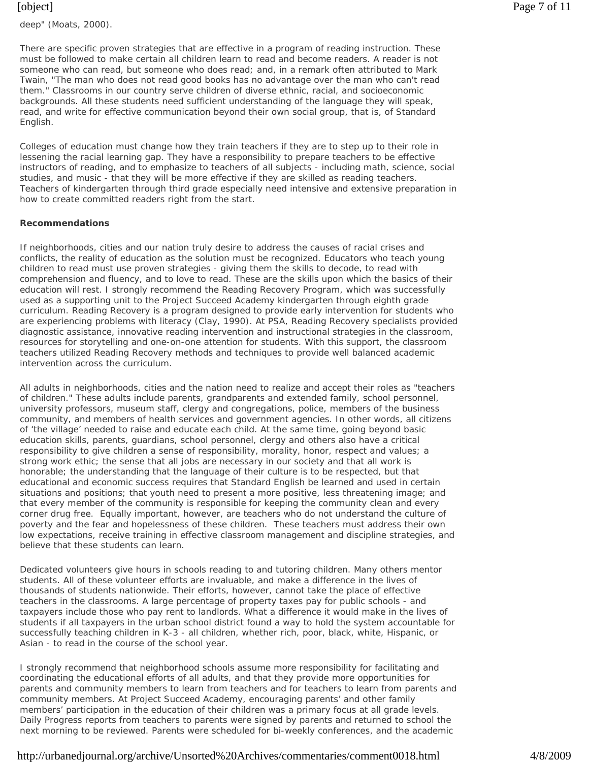deep" (Moats, 2000).

There are specific proven strategies that are effective in a program of reading instruction. These must be followed to make certain all children learn to read and become readers. A reader is not someone who can read, but someone who does read; and, in a remark often attributed to Mark Twain, "The man who does not read good books has no advantage over the man who can't read them." Classrooms in our country serve children of diverse ethnic, racial, and socioeconomic backgrounds. All these students need sufficient understanding of the language they will speak, read, and write for effective communication beyond their own social group, that is, of Standard English.

Colleges of education must change how they train teachers if they are to step up to their role in lessening the racial learning gap. They have a responsibility to prepare teachers to be effective instructors of reading, and to emphasize to teachers of all subjects - including math, science, social studies, and music - that they will be more effective if they are skilled as reading teachers. Teachers of kindergarten through third grade especially need intensive and extensive preparation in how to create committed readers right from the start.

**Recommendations**

If neighborhoods, cities and our nation truly desire to address the causes of racial crises and conflicts, the reality of education as the solution must be recognized. Educators who teach young children to read must use proven strategies - giving them the skills to decode, to read with comprehension and fluency, and to love to read. These are the skills upon which the basics of their education will rest. I strongly recommend the Reading Recovery Program, which was successfully used as a supporting unit to the Project Succeed Academy kindergarten through eighth grade curriculum. Reading Recovery is a program designed to provide early intervention for students who are experiencing problems with literacy (Clay, 1990). At PSA, Reading Recovery specialists provided diagnostic assistance, innovative reading intervention and instructional strategies in the classroom, resources for storytelling and one-on-one attention for students. With this support, the classroom teachers utilized Reading Recovery methods and techniques to provide well balanced academic intervention across the curriculum.

All adults in neighborhoods, cities and the nation need to realize and accept their roles as "teachers of children." These adults include parents, grandparents and extended family, school personnel, university professors, museum staff, clergy and congregations, police, members of the business community, and members of health services and government agencies. In other words, all citizens of 'the village' needed to raise and educate each child. At the same time, going beyond basic education skills, parents, guardians, school personnel, clergy and others also have a critical responsibility to give children a sense of responsibility, morality, honor, respect and values; a strong work ethic; the sense that all jobs are necessary in our society and that all work is honorable; the understanding that the language of their culture is to be respected, but that educational and economic success requires that Standard English be learned and used in certain situations and positions; that youth need to present a more positive, less threatening image; and that every member of the community is responsible for keeping the community clean and every corner drug free. Equally important, however, are teachers who do not understand the culture of poverty and the fear and hopelessness of these children. These teachers must address their own low expectations, receive training in effective classroom management and discipline strategies, and believe that these students can learn.

Dedicated volunteers give hours in schools reading to and tutoring children. Many others mentor students. All of these volunteer efforts are invaluable, and make a difference in the lives of thousands of students nationwide. Their efforts, however, cannot take the place of effective teachers in the classrooms. A large percentage of property taxes pay for public schools - and taxpayers include those who pay rent to landlords. What a difference it would make in the lives of students if all taxpayers in the urban school district found a way to hold the system accountable for successfully teaching children in K-3 - all children, whether rich, poor, black, white, Hispanic, or Asian - to read in the course of the school year.

I strongly recommend that neighborhood schools assume more responsibility for facilitating and coordinating the educational efforts of all adults, and that they provide more opportunities for parents and community members to learn from teachers and for teachers to learn from parents and community members. At Project Succeed Academy, encouraging parents' and other family members' participation in the education of their children was a primary focus at all grade levels. Daily Progress reports from teachers to parents were signed by parents and returned to school the next morning to be reviewed. Parents were scheduled for bi-weekly conferences, and the academic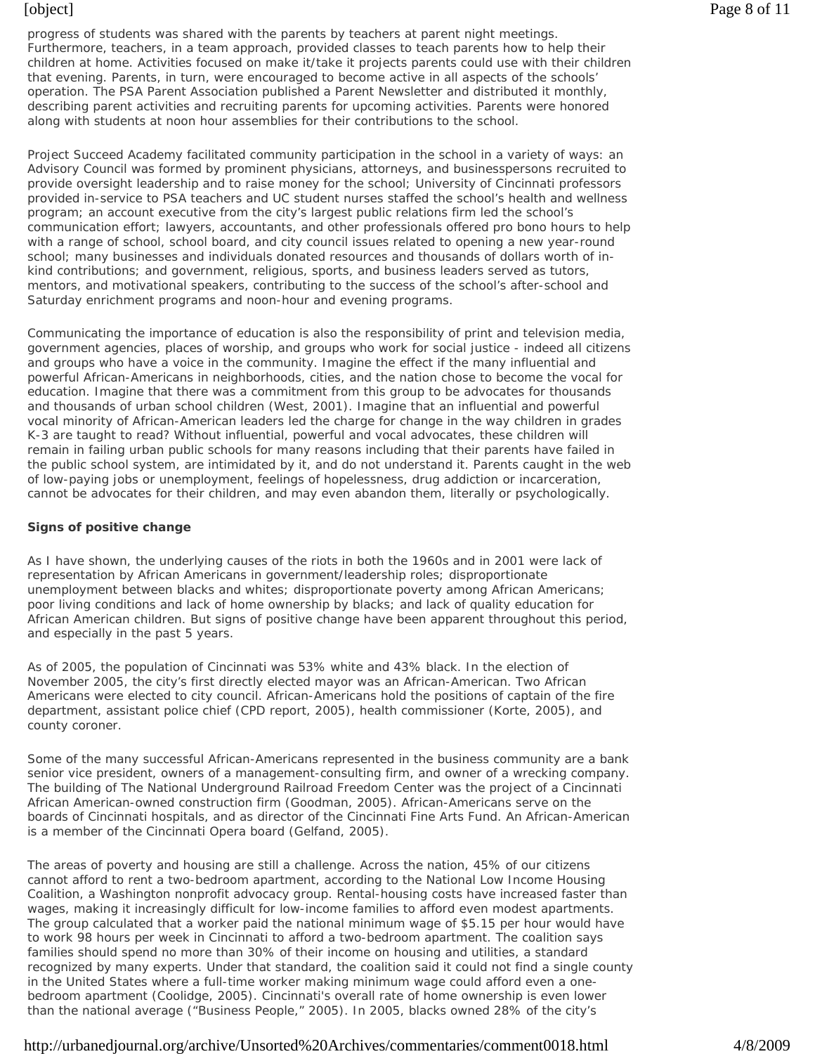progress of students was shared with the parents by teachers at parent night meetings. Furthermore, teachers, in a team approach, provided classes to teach parents how to help their children at home. Activities focused on make it/take it projects parents could use with their children that evening. Parents, in turn, were encouraged to become active in all aspects of the schools' operation. The PSA Parent Association published a Parent Newsletter and distributed it monthly, describing parent activities and recruiting parents for upcoming activities. Parents were honored along with students at noon hour assemblies for their contributions to the school.

Project Succeed Academy facilitated community participation in the school in a variety of ways: an Advisory Council was formed by prominent physicians, attorneys, and businesspersons recruited to provide oversight leadership and to raise money for the school; University of Cincinnati professors provided in-service to PSA teachers and UC student nurses staffed the school's health and wellness program; an account executive from the city's largest public relations firm led the school's communication effort; lawyers, accountants, and other professionals offered pro bono hours to help with a range of school, school board, and city council issues related to opening a new year-round school; many businesses and individuals donated resources and thousands of dollars worth of in-kind contributions; and government, religious, sports, and business leaders served as tutors, mentors, and motivational speakers, contributing to the success of the school's after-school and Saturday enrichment programs and noon-hour and evening programs.

Communicating the importance of education is also the responsibility of print and television media, government agencies, places of worship, and groups who work for social justice - indeed all citizens and groups who have a voice in the community. Imagine the effect if the many influential and powerful African-Americans in neighborhoods, cities, and the nation chose to become the vocal for education. Imagine that there was a commitment from this group to be advocates for thousands and thousands of urban school children (West, 2001). Imagine that an influential and powerful vocal minority of African-American leaders led the charge for change in the way children in grades K-3 are taught to read? Without influential, powerful and vocal advocates, these children will remain in failing urban public schools for many reasons including that their parents have failed in the public school system, are intimidated by it, and do not understand it. Parents caught in the web of low-paying jobs or unemployment, feelings of hopelessness, drug addiction or incarceration, cannot be advocates for their children, and may even abandon them, literally or psychologically.

**Signs of positive change**

As I have shown, the underlying causes of the riots in both the 1960s and in 2001 were lack of representation by African Americans in government/leadership roles; disproportionate unemployment between blacks and whites; disproportionate poverty among African Americans; poor living conditions and lack of home ownership by blacks; and lack of quality education for African American children. But signs of positive change have been apparent throughout this period, and especially in the past 5 years.

As of 2005, the population of Cincinnati was 53% white and 43% black. In the election of November 2005, the city's first directly elected mayor was an African-American. Two African Americans were elected to city council. African-Americans hold the positions of captain of the fire department, assistant police chief (CPD report, 2005), health commissioner (Korte, 2005), and county coroner.

Some of the many successful African-Americans represented in the business community are a bank senior vice president, owners of a management-consulting firm, and owner of a wrecking company. The building of The National Underground Railroad Freedom Center was the project of a Cincinnati African American-owned construction firm (Goodman, 2005). African-Americans serve on the boards of Cincinnati hospitals, and as director of the Cincinnati Fine Arts Fund. An African-American is a member of the Cincinnati Opera board (Gelfand, 2005).

The areas of poverty and housing are still a challenge. Across the nation, 45% of our citizens cannot afford to rent a two-bedroom apartment, according to the National Low Income Housing Coalition, a Washington nonprofit advocacy group. Rental-housing costs have increased faster than wages, making it increasingly difficult for low-income families to afford even modest apartments. The group calculated that a worker paid the national minimum wage of $5.15 per hour would have to work 98 hours per week in Cincinnati to afford a two-bedroom apartment. The coalition says families should spend no more than 30% of their income on housing and utilities, a standard recognized by many experts. Under that standard, the coalition said it could not find a single county in the United States where a full-time worker making minimum wage could afford even a one-bedroom apartment (Coolidge, 2005). Cincinnati's overall rate of home ownership is even lower than the national average ("Business People," 2005). In 2005, blacks owned 28% of the city's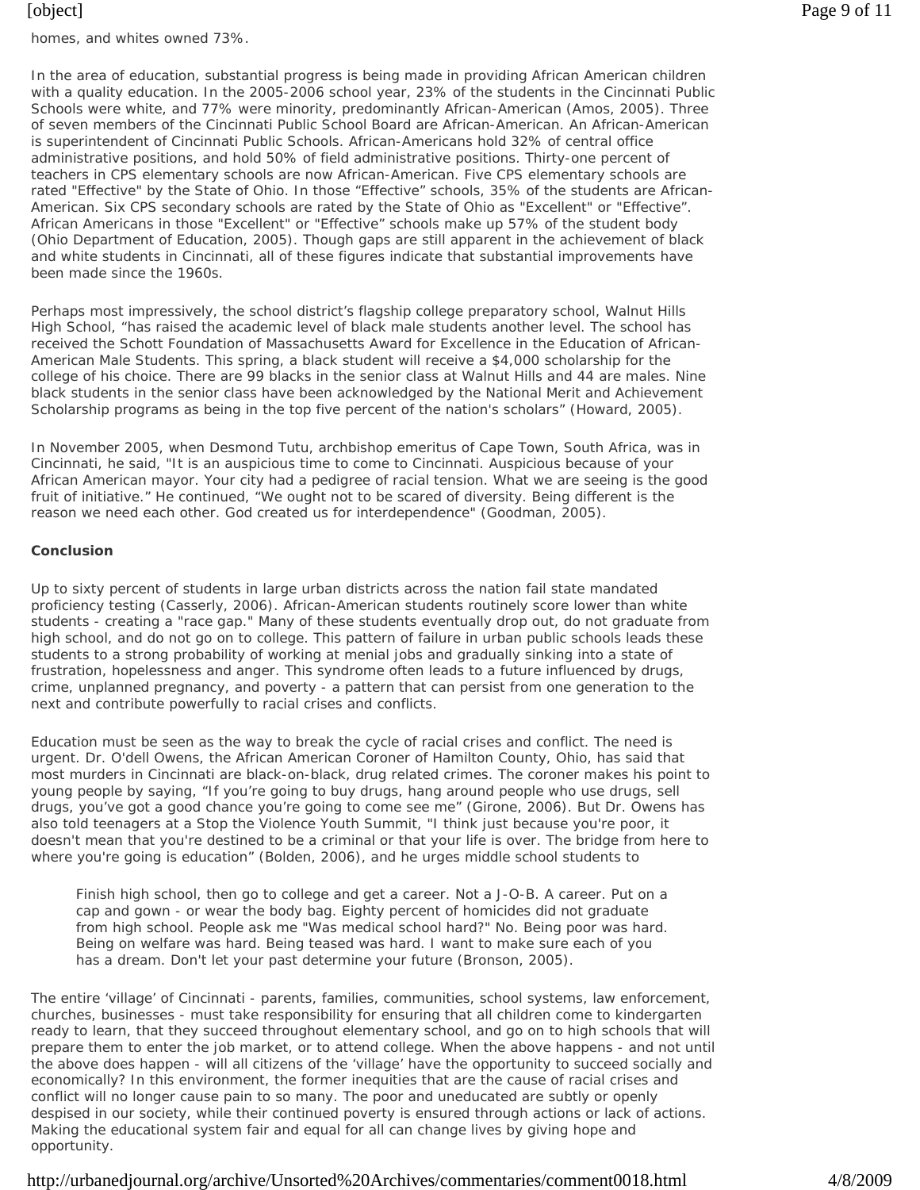homes, and whites owned 73%.

In the area of education, substantial progress is being made in providing African American children with a quality education. In the 2005-2006 school year, 23% of the students in the Cincinnati Public Schools were white, and 77% were minority, predominantly African-American (Amos, 2005). Three of seven members of the Cincinnati Public School Board are African-American. An African-American is superintendent of Cincinnati Public Schools. African-Americans hold 32% of central office administrative positions, and hold 50% of field administrative positions. Thirty-one percent of teachers in CPS elementary schools are now African-American. Five CPS elementary schools are rated "Effective" by the State of Ohio. In those "Effective" schools, 35% of the students are African-American. Six CPS secondary schools are rated by the State of Ohio as "Excellent" or "Effective". African Americans in those "Excellent" or "Effective" schools make up 57% of the student body (Ohio Department of Education, 2005). Though gaps are still apparent in the achievement of black and white students in Cincinnati, all of these figures indicate that substantial improvements have been made since the 1960s.

Perhaps most impressively, the school district's flagship college preparatory school, Walnut Hills High School, "has raised the academic level of black male students another level. The school has received the Schott Foundation of Massachusetts Award for Excellence in the Education of African-American Male Students. This spring, a black student will receive a $4,000 scholarship for the college of his choice. There are 99 blacks in the senior class at Walnut Hills and 44 are males. Nine black students in the senior class have been acknowledged by the National Merit and Achievement Scholarship programs as being in the top five percent of the nation's scholars" (Howard, 2005).

In November 2005, when Desmond Tutu, archbishop emeritus of Cape Town, South Africa, was in Cincinnati, he said, "It is an auspicious time to come to Cincinnati. Auspicious because of your African American mayor. Your city had a pedigree of racial tension. What we are seeing is the good fruit of initiative." He continued, "We ought not to be scared of diversity. Being different is the reason we need each other. God created us for interdependence" (Goodman, 2005).

**Conclusion**

Up to sixty percent of students in large urban districts across the nation fail state mandated proficiency testing (Casserly, 2006). African-American students routinely score lower than white students - creating a "race gap." Many of these students eventually drop out, do not graduate from high school, and do not go on to college. This pattern of failure in urban public schools leads these students to a strong probability of working at menial jobs and gradually sinking into a state of frustration, hopelessness and anger. This syndrome often leads to a future influenced by drugs, crime, unplanned pregnancy, and poverty - a pattern that can persist from one generation to the next and contribute powerfully to racial crises and conflicts.

Education must be seen as the way to break the cycle of racial crises and conflict. The need is urgent. Dr. O'dell Owens, the African American Coroner of Hamilton County, Ohio, has said that most murders in Cincinnati are black-on-black, drug related crimes. The coroner makes his point to young people by saying, "If you're going to buy drugs, hang around people who use drugs, sell drugs, you've got a good chance you're going to come see me" (Girone, 2006). But Dr. Owens has also told teenagers at a Stop the Violence Youth Summit, "I think just because you're poor, it doesn't mean that you're destined to be a criminal or that your life is over. The bridge from here to where you're going is education" (Bolden, 2006), and he urges middle school students to

> Finish high school, then go to college and get a career. Not a J-O-B. A career. Put on a cap and gown - or wear the body bag. Eighty percent of homicides did not graduate from high school. People ask me "Was medical school hard?" No. Being poor was hard. Being on welfare was hard. Being teased was hard. I want to make sure each of you has a dream. Don't let your past determine your future (Bronson, 2005).

The entire 'village' of Cincinnati - parents, families, communities, school systems, law enforcement, churches, businesses - must take responsibility for ensuring that all children come to kindergarten ready to learn, that they succeed throughout elementary school, and go on to high schools that will prepare them to enter the job market, or to attend college. When the above happens - and not until the above does happen - will all citizens of the 'village' have the opportunity to succeed socially and economically? In this environment, the former inequities that are the cause of racial crises and conflict will no longer cause pain to so many. The poor and uneducated are subtly or openly despised in our society, while their continued poverty is ensured through actions or lack of actions. Making the educational system fair and equal for all can change lives by giving hope and opportunity.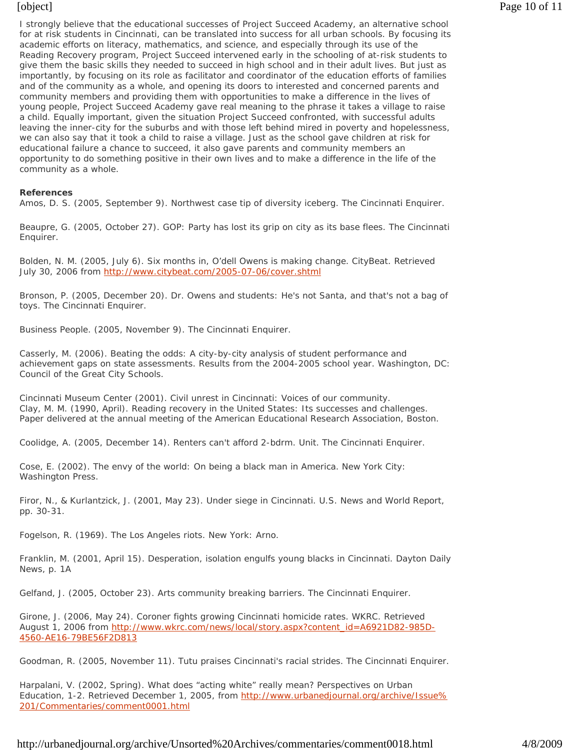I strongly believe that the educational successes of Project Succeed Academy, an alternative school for at risk students in Cincinnati, can be translated into success for all urban schools. By focusing its academic efforts on literacy, mathematics, and science, and especially through its use of the Reading Recovery program, Project Succeed intervened early in the schooling of at-risk students to give them the basic skills they needed to succeed in high school and in their adult lives. But just as importantly, by focusing on its role as facilitator and coordinator of the education efforts of families and of the community as a whole, and opening its doors to interested and concerned parents and community members and providing them with opportunities to make a difference in the lives of young people, Project Succeed Academy gave real meaning to the phrase it takes a village to raise a child. Equally important, given the situation Project Succeed confronted, with successful adults leaving the inner-city for the suburbs and with those left behind mired in poverty and hopelessness, we can also say that it took a child to raise a village. Just as the school gave children at risk for educational failure a chance to succeed, it also gave parents and community members an opportunity to do something positive in their own lives and to make a difference in the life of the community as a whole.

**References**

Amos, D. S. (2005, September 9). Northwest case tip of diversity iceberg. The Cincinnati Enquirer.

Beaupre, G. (2005, October 27). GOP: Party has lost its grip on city as its base flees. The Cincinnati Enquirer.

Bolden, N. M. (2005, July 6). Six months in, O'dell Owens is making change. CityBeat. Retrieved July 30, 2006 from http://www.citybeat.com/2005-07-06/cover.shtml

Bronson, P. (2005, December 20). Dr. Owens and students: He's not Santa, and that's not a bag of toys. The Cincinnati Enquirer.

Business People. (2005, November 9). The Cincinnati Enquirer.

Casserly, M. (2006). Beating the odds: A city-by-city analysis of student performance and achievement gaps on state assessments. Results from the 2004-2005 school year. Washington, DC: Council of the Great City Schools.

Cincinnati Museum Center (2001). Civil unrest in Cincinnati: Voices of our community.
Clay, M. M. (1990, April). Reading recovery in the United States: Its successes and challenges. Paper delivered at the annual meeting of the American Educational Research Association, Boston.

Coolidge, A. (2005, December 14). Renters can't afford 2-bdrm. Unit. The Cincinnati Enquirer.

Cose, E. (2002). The envy of the world: On being a black man in America. New York City: Washington Press.

Firor, N., & Kurlantzick, J. (2001, May 23). Under siege in Cincinnati. U.S. News and World Report, pp. 30-31.

Fogelson, R. (1969). The Los Angeles riots. New York: Arno.

Franklin, M. (2001, April 15). Desperation, isolation engulfs young blacks in Cincinnati. Dayton Daily News, p. 1A

Gelfand, J. (2005, October 23). Arts community breaking barriers. The Cincinnati Enquirer.

Girone, J. (2006, May 24). Coroner fights growing Cincinnati homicide rates. WKRC. Retrieved August 1, 2006 from http://www.wkrc.com/news/local/story.aspx?content_id=A6921D82-985D-4560-AE16-79BE56F2D813

Goodman, R. (2005, November 11). Tutu praises Cincinnati's racial strides. The Cincinnati Enquirer.

Harpalani, V. (2002, Spring). What does "acting white" really mean? Perspectives on Urban Education, 1-2. Retrieved December 1, 2005, from http://www.urbanedjournal.org/archive/Issue%201/Commentaries/comment0001.html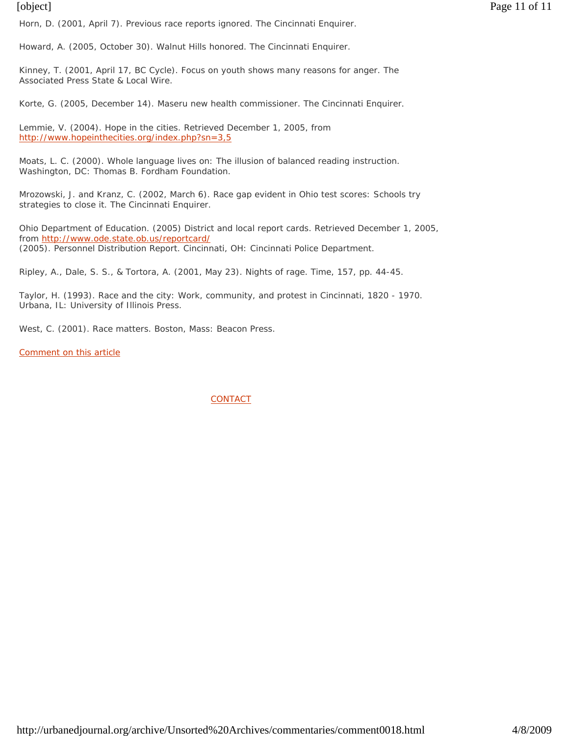Horn, D. (2001, April 7). Previous race reports ignored. The Cincinnati Enquirer.

Howard, A. (2005, October 30). Walnut Hills honored. The Cincinnati Enquirer.

Kinney, T. (2001, April 17, BC Cycle). Focus on youth shows many reasons for anger. The Associated Press State & Local Wire.

Korte, G. (2005, December 14). Maseru new health commissioner. The Cincinnati Enquirer.

Lemmie, V. (2004). Hope in the cities. Retrieved December 1, 2005, from http://www.hopeinthecities.org/index.php?sn=3,5

Moats, L. C. (2000). Whole language lives on: The illusion of balanced reading instruction. Washington, DC: Thomas B. Fordham Foundation.

Mrozowski, J. and Kranz, C. (2002, March 6). Race gap evident in Ohio test scores: Schools try strategies to close it. The Cincinnati Enquirer.

Ohio Department of Education. (2005) District and local report cards. Retrieved December 1, 2005, from http://www.ode.state.ob.us/reportcard/
(2005). Personnel Distribution Report. Cincinnati, OH: Cincinnati Police Department.

Ripley, A., Dale, S. S., & Tortora, A. (2001, May 23). Nights of rage. Time, 157, pp. 44-45.

Taylor, H. (1993). Race and the city: Work, community, and protest in Cincinnati, 1820 - 1970. Urbana, IL: University of Illinois Press.

West, C. (2001). Race matters. Boston, Mass: Beacon Press.

Comment on this article

CONTACT